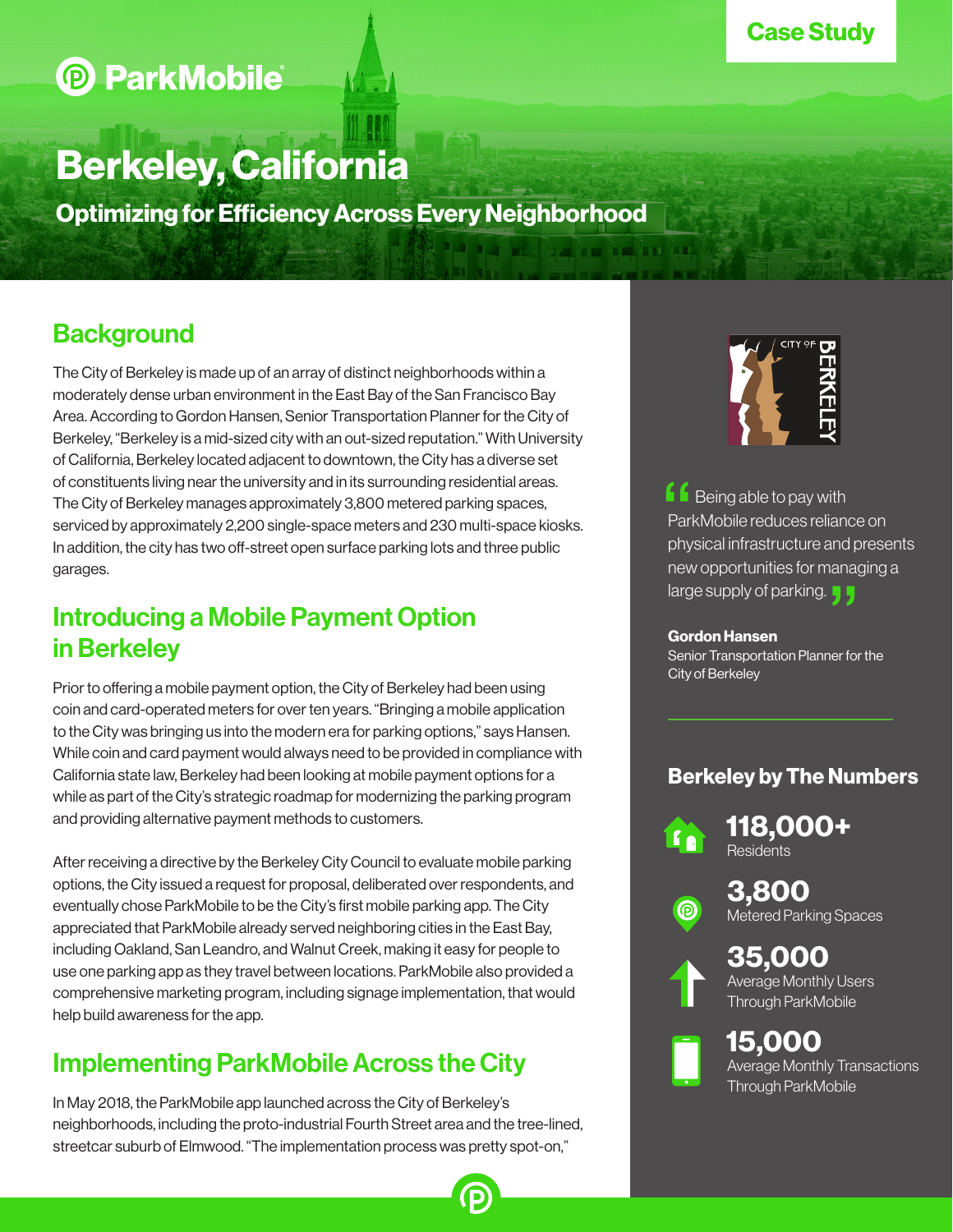Case Study

ParkMobile

# Berkeley, California

## Optimizing for Efficiency Across Every Neighborhood

## Background

The City of Berkeley is made up of an array of distinct neighborhoods within a moderately dense urban environment in the East Bay of the San Francisco Bay Area. According to Gordon Hansen, Senior Transportation Planner for the City of Berkeley, "Berkeley is a mid-sized city with an out-sized reputation." With University of California, Berkeley located adjacent to downtown, the City has a diverse set of constituents living near the university and in its surrounding residential areas. The City of Berkeley manages approximately 3,800 metered parking spaces, serviced by approximately 2,200 single-space meters and 230 multi-space kiosks. In addition, the city has two off-street open surface parking lots and three public garages.

## Introducing a Mobile Payment Option in Berkeley

Prior to offering a mobile payment option, the City of Berkeley had been using coin and card-operated meters for over ten years. "Bringing a mobile application to the City was bringing us into the modern era for parking options," says Hansen. While coin and card payment would always need to be provided in compliance with California state law, Berkeley had been looking at mobile payment options for a while as part of the City's strategic roadmap for modernizing the parking program and providing alternative payment methods to customers.

After receiving a directive by the Berkeley City Council to evaluate mobile parking options, the City issued a request for proposal, deliberated over respondents, and eventually chose ParkMobile to be the City's first mobile parking app. The City appreciated that ParkMobile already served neighboring cities in the East Bay, including Oakland, San Leandro, and Walnut Creek, making it easy for people to use one parking app as they travel between locations. ParkMobile also provided a comprehensive marketing program, including signage implementation, that would help build awareness for the app.

## Implementing ParkMobile Across the City

In May 2018, the ParkMobile app launched across the City of Berkeley's neighborhoods, including the proto-industrial Fourth Street area and the tree-lined, streetcar suburb of Elmwood. "The implementation process was pretty spot-on,"

> "Being able to pay with ParkMobile reduces reliance on physical infrastructure and presents new opportunities for managing a large supply of parking."
>
> **Gordon Hansen**
> Senior Transportation Planner for the City of Berkeley

### Berkeley by The Numbers

**118,000+**
Residents

**3,800**
Metered Parking Spaces

**35,000**
Average Monthly Users Through ParkMobile

**15,000**
Average Monthly Transactions Through ParkMobile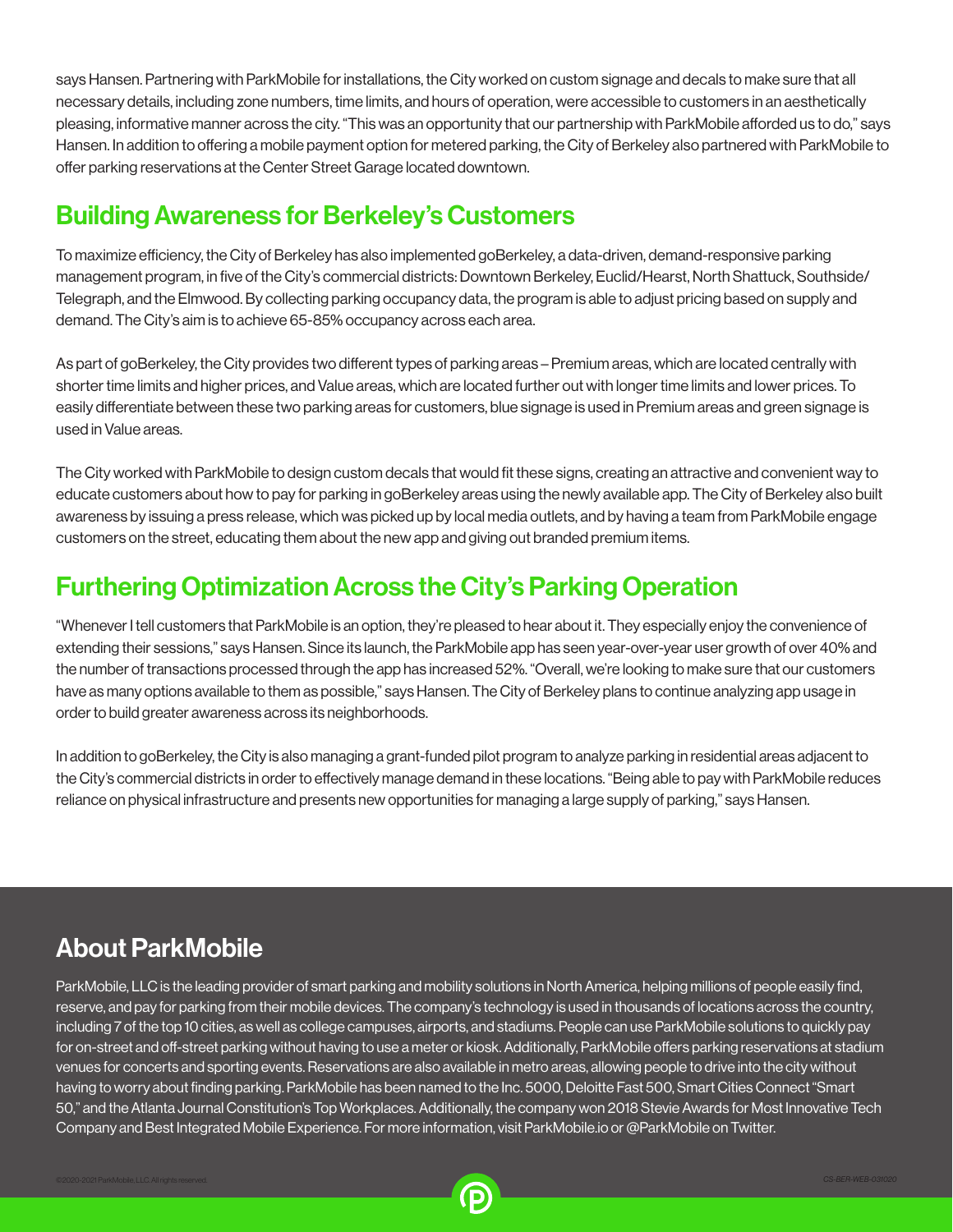says Hansen. Partnering with ParkMobile for installations, the City worked on custom signage and decals to make sure that all necessary details, including zone numbers, time limits, and hours of operation, were accessible to customers in an aesthetically pleasing, informative manner across the city. "This was an opportunity that our partnership with ParkMobile afforded us to do," says Hansen. In addition to offering a mobile payment option for metered parking, the City of Berkeley also partnered with ParkMobile to offer parking reservations at the Center Street Garage located downtown.

## Building Awareness for Berkeley's Customers

To maximize efficiency, the City of Berkeley has also implemented goBerkeley, a data-driven, demand-responsive parking management program, in five of the City's commercial districts: Downtown Berkeley, Euclid/Hearst, North Shattuck, Southside/Telegraph, and the Elmwood. By collecting parking occupancy data, the program is able to adjust pricing based on supply and demand. The City's aim is to achieve 65-85% occupancy across each area.

As part of goBerkeley, the City provides two different types of parking areas – Premium areas, which are located centrally with shorter time limits and higher prices, and Value areas, which are located further out with longer time limits and lower prices. To easily differentiate between these two parking areas for customers, blue signage is used in Premium areas and green signage is used in Value areas.

The City worked with ParkMobile to design custom decals that would fit these signs, creating an attractive and convenient way to educate customers about how to pay for parking in goBerkeley areas using the newly available app. The City of Berkeley also built awareness by issuing a press release, which was picked up by local media outlets, and by having a team from ParkMobile engage customers on the street, educating them about the new app and giving out branded premium items.

## Furthering Optimization Across the City's Parking Operation

"Whenever I tell customers that ParkMobile is an option, they're pleased to hear about it. They especially enjoy the convenience of extending their sessions," says Hansen. Since its launch, the ParkMobile app has seen year-over-year user growth of over 40% and the number of transactions processed through the app has increased 52%. "Overall, we're looking to make sure that our customers have as many options available to them as possible," says Hansen. The City of Berkeley plans to continue analyzing app usage in order to build greater awareness across its neighborhoods.

In addition to goBerkeley, the City is also managing a grant-funded pilot program to analyze parking in residential areas adjacent to the City's commercial districts in order to effectively manage demand in these locations. "Being able to pay with ParkMobile reduces reliance on physical infrastructure and presents new opportunities for managing a large supply of parking," says Hansen.

## About ParkMobile

ParkMobile, LLC is the leading provider of smart parking and mobility solutions in North America, helping millions of people easily find, reserve, and pay for parking from their mobile devices. The company's technology is used in thousands of locations across the country, including 7 of the top 10 cities, as well as college campuses, airports, and stadiums. People can use ParkMobile solutions to quickly pay for on-street and off-street parking without having to use a meter or kiosk. Additionally, ParkMobile offers parking reservations at stadium venues for concerts and sporting events. Reservations are also available in metro areas, allowing people to drive into the city without having to worry about finding parking. ParkMobile has been named to the Inc. 5000, Deloitte Fast 500, Smart Cities Connect "Smart 50," and the Atlanta Journal Constitution's Top Workplaces. Additionally, the company won 2018 Stevie Awards for Most Innovative Tech Company and Best Integrated Mobile Experience. For more information, visit ParkMobile.io or @ParkMobile on Twitter.

©2020-2021 ParkMobile, LLC. All rights reserved.

CS-BER-WEB-031020